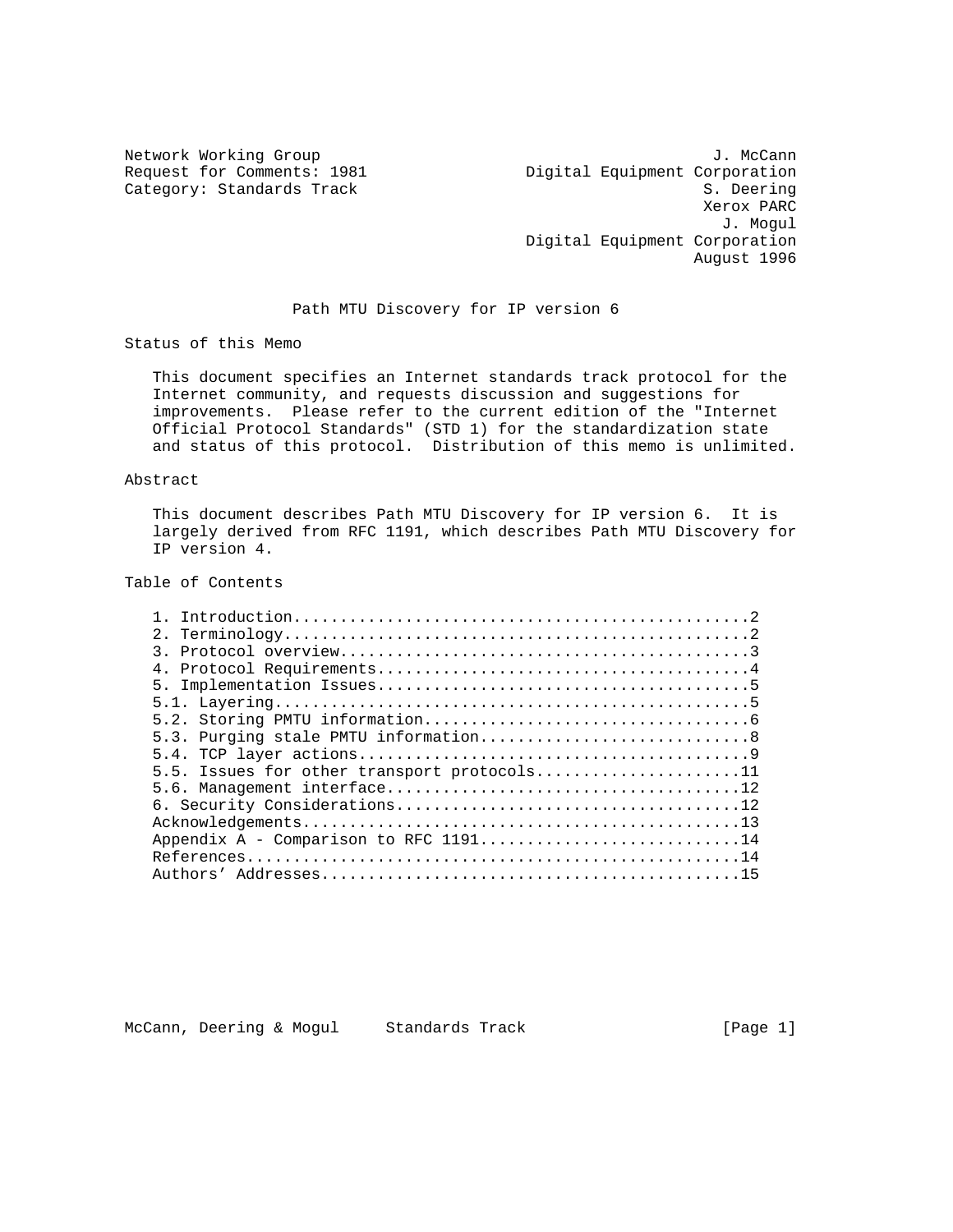Network Working Group J. McCann
Request for Comments: 1981 Digital Equipment Corporation
Category: Standards Track S. Deering
Xerox PARC
J. Mogul
Digital Equipment Corporation
August 1996

# Path MTU Discovery for IP version 6

## Status of this Memo

This document specifies an Internet standards track protocol for the Internet community, and requests discussion and suggestions for improvements. Please refer to the current edition of the "Internet Official Protocol Standards" (STD 1) for the standardization state and status of this protocol. Distribution of this memo is unlimited.

## Abstract

This document describes Path MTU Discovery for IP version 6. It is largely derived from RFC 1191, which describes Path MTU Discovery for IP version 4.

## Table of Contents

```
1. Introduction.................................................2
2. Terminology..................................................2
3. Protocol overview............................................3
4. Protocol Requirements........................................4
5. Implementation Issues........................................5
5.1. Layering...................................................5
5.2. Storing PMTU information...................................6
5.3. Purging stale PMTU information.............................8
5.4. TCP layer actions..........................................9
5.5. Issues for other transport protocols......................11
5.6. Management interface......................................12
6. Security Considerations.....................................12
Acknowledgements...............................................13
Appendix A - Comparison to RFC 1191............................14
References.....................................................14
Authors' Addresses.............................................15
```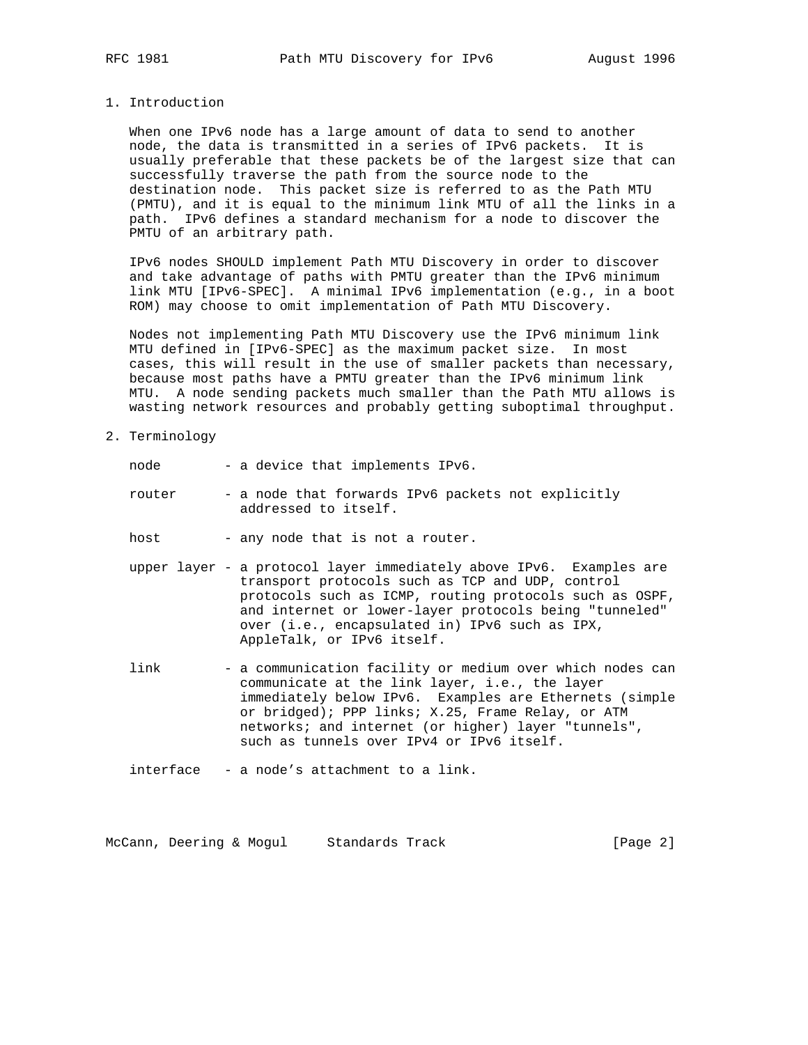## 1. Introduction

When one IPv6 node has a large amount of data to send to another node, the data is transmitted in a series of IPv6 packets. It is usually preferable that these packets be of the largest size that can successfully traverse the path from the source node to the destination node. This packet size is referred to as the Path MTU (PMTU), and it is equal to the minimum link MTU of all the links in a path. IPv6 defines a standard mechanism for a node to discover the PMTU of an arbitrary path.

IPv6 nodes SHOULD implement Path MTU Discovery in order to discover and take advantage of paths with PMTU greater than the IPv6 minimum link MTU [IPv6-SPEC]. A minimal IPv6 implementation (e.g., in a boot ROM) may choose to omit implementation of Path MTU Discovery.

Nodes not implementing Path MTU Discovery use the IPv6 minimum link MTU defined in [IPv6-SPEC] as the maximum packet size. In most cases, this will result in the use of smaller packets than necessary, because most paths have a PMTU greater than the IPv6 minimum link MTU. A node sending packets much smaller than the Path MTU allows is wasting network resources and probably getting suboptimal throughput.

## 2. Terminology

node - a device that implements IPv6.

router - a node that forwards IPv6 packets not explicitly addressed to itself.

host - any node that is not a router.

upper layer - a protocol layer immediately above IPv6. Examples are transport protocols such as TCP and UDP, control protocols such as ICMP, routing protocols such as OSPF, and internet or lower-layer protocols being "tunneled" over (i.e., encapsulated in) IPv6 such as IPX, AppleTalk, or IPv6 itself.

link - a communication facility or medium over which nodes can communicate at the link layer, i.e., the layer immediately below IPv6. Examples are Ethernets (simple or bridged); PPP links; X.25, Frame Relay, or ATM networks; and internet (or higher) layer "tunnels", such as tunnels over IPv4 or IPv6 itself.

interface - a node's attachment to a link.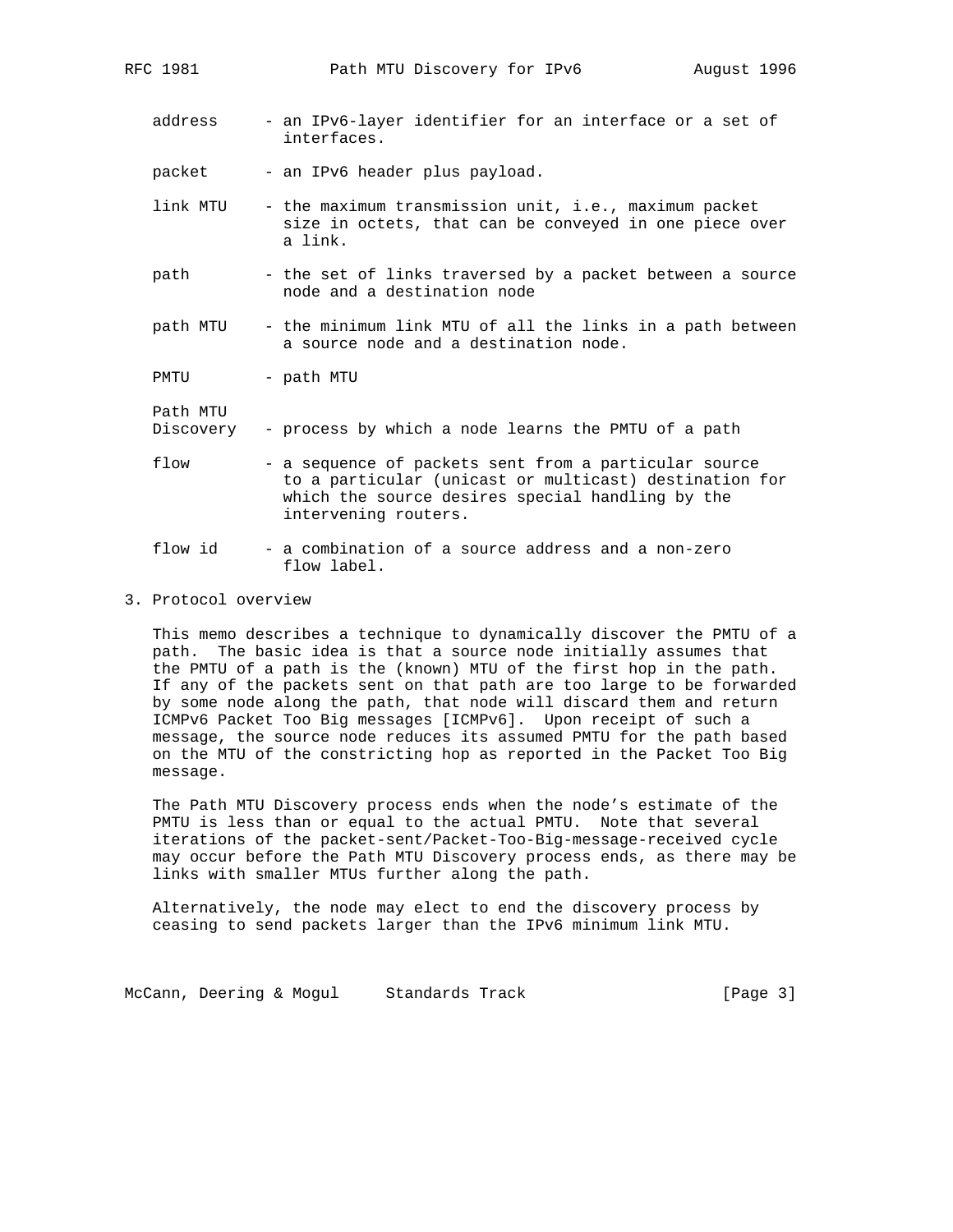address - an IPv6-layer identifier for an interface or a set of interfaces.

packet - an IPv6 header plus payload.

link MTU - the maximum transmission unit, i.e., maximum packet size in octets, that can be conveyed in one piece over a link.

path - the set of links traversed by a packet between a source node and a destination node

path MTU - the minimum link MTU of all the links in a path between a source node and a destination node.

PMTU - path MTU

Path MTU Discovery - process by which a node learns the PMTU of a path

flow - a sequence of packets sent from a particular source to a particular (unicast or multicast) destination for which the source desires special handling by the intervening routers.

flow id - a combination of a source address and a non-zero flow label.

## 3. Protocol overview

This memo describes a technique to dynamically discover the PMTU of a path. The basic idea is that a source node initially assumes that the PMTU of a path is the (known) MTU of the first hop in the path. If any of the packets sent on that path are too large to be forwarded by some node along the path, that node will discard them and return ICMPv6 Packet Too Big messages [ICMPv6]. Upon receipt of such a message, the source node reduces its assumed PMTU for the path based on the MTU of the constricting hop as reported in the Packet Too Big message.

The Path MTU Discovery process ends when the node's estimate of the PMTU is less than or equal to the actual PMTU. Note that several iterations of the packet-sent/Packet-Too-Big-message-received cycle may occur before the Path MTU Discovery process ends, as there may be links with smaller MTUs further along the path.

Alternatively, the node may elect to end the discovery process by ceasing to send packets larger than the IPv6 minimum link MTU.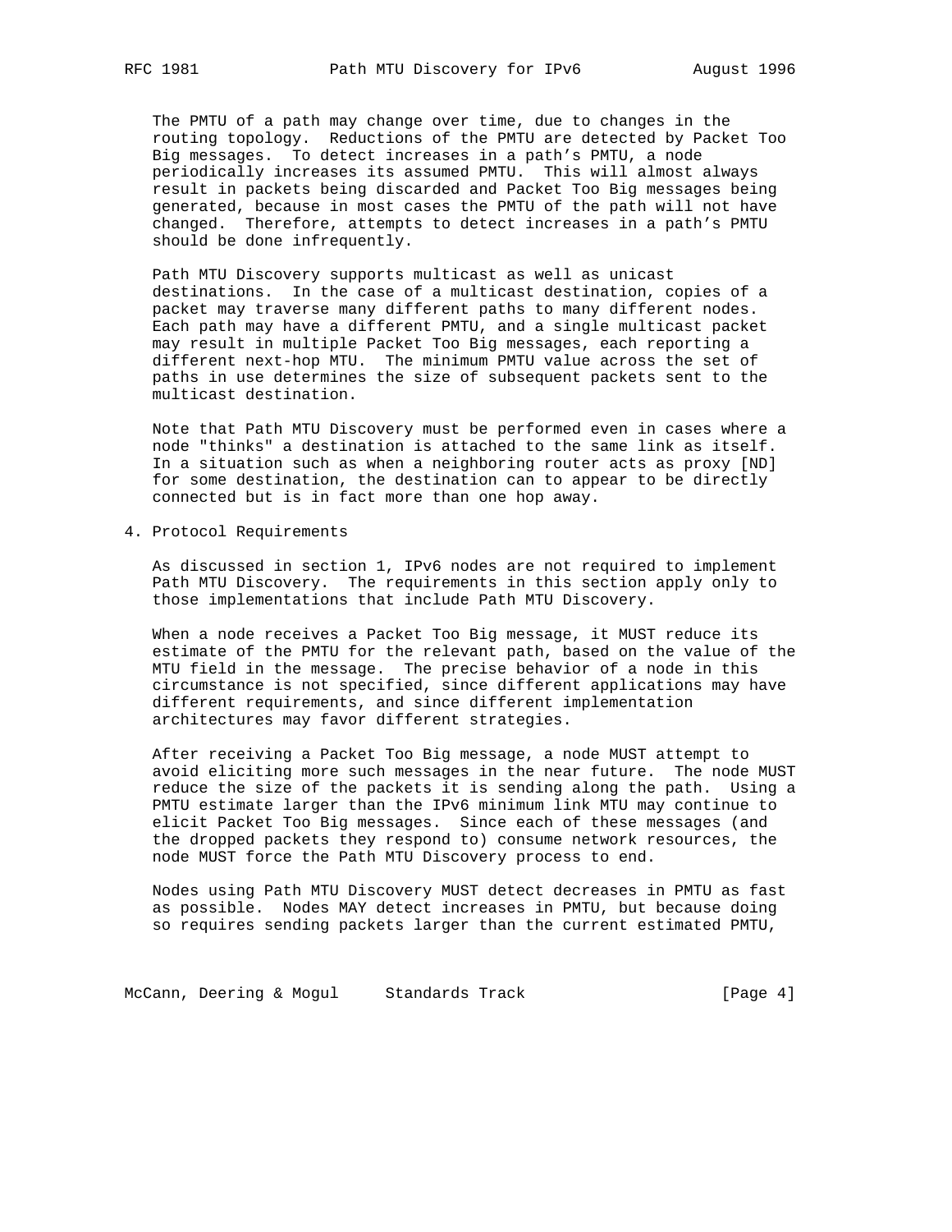The PMTU of a path may change over time, due to changes in the routing topology. Reductions of the PMTU are detected by Packet Too Big messages. To detect increases in a path's PMTU, a node periodically increases its assumed PMTU. This will almost always result in packets being discarded and Packet Too Big messages being generated, because in most cases the PMTU of the path will not have changed. Therefore, attempts to detect increases in a path's PMTU should be done infrequently.

Path MTU Discovery supports multicast as well as unicast destinations. In the case of a multicast destination, copies of a packet may traverse many different paths to many different nodes. Each path may have a different PMTU, and a single multicast packet may result in multiple Packet Too Big messages, each reporting a different next-hop MTU. The minimum PMTU value across the set of paths in use determines the size of subsequent packets sent to the multicast destination.

Note that Path MTU Discovery must be performed even in cases where a node "thinks" a destination is attached to the same link as itself. In a situation such as when a neighboring router acts as proxy [ND] for some destination, the destination can to appear to be directly connected but is in fact more than one hop away.

## 4. Protocol Requirements

As discussed in section 1, IPv6 nodes are not required to implement Path MTU Discovery. The requirements in this section apply only to those implementations that include Path MTU Discovery.

When a node receives a Packet Too Big message, it MUST reduce its estimate of the PMTU for the relevant path, based on the value of the MTU field in the message. The precise behavior of a node in this circumstance is not specified, since different applications may have different requirements, and since different implementation architectures may favor different strategies.

After receiving a Packet Too Big message, a node MUST attempt to avoid eliciting more such messages in the near future. The node MUST reduce the size of the packets it is sending along the path. Using a PMTU estimate larger than the IPv6 minimum link MTU may continue to elicit Packet Too Big messages. Since each of these messages (and the dropped packets they respond to) consume network resources, the node MUST force the Path MTU Discovery process to end.

Nodes using Path MTU Discovery MUST detect decreases in PMTU as fast as possible. Nodes MAY detect increases in PMTU, but because doing so requires sending packets larger than the current estimated PMTU,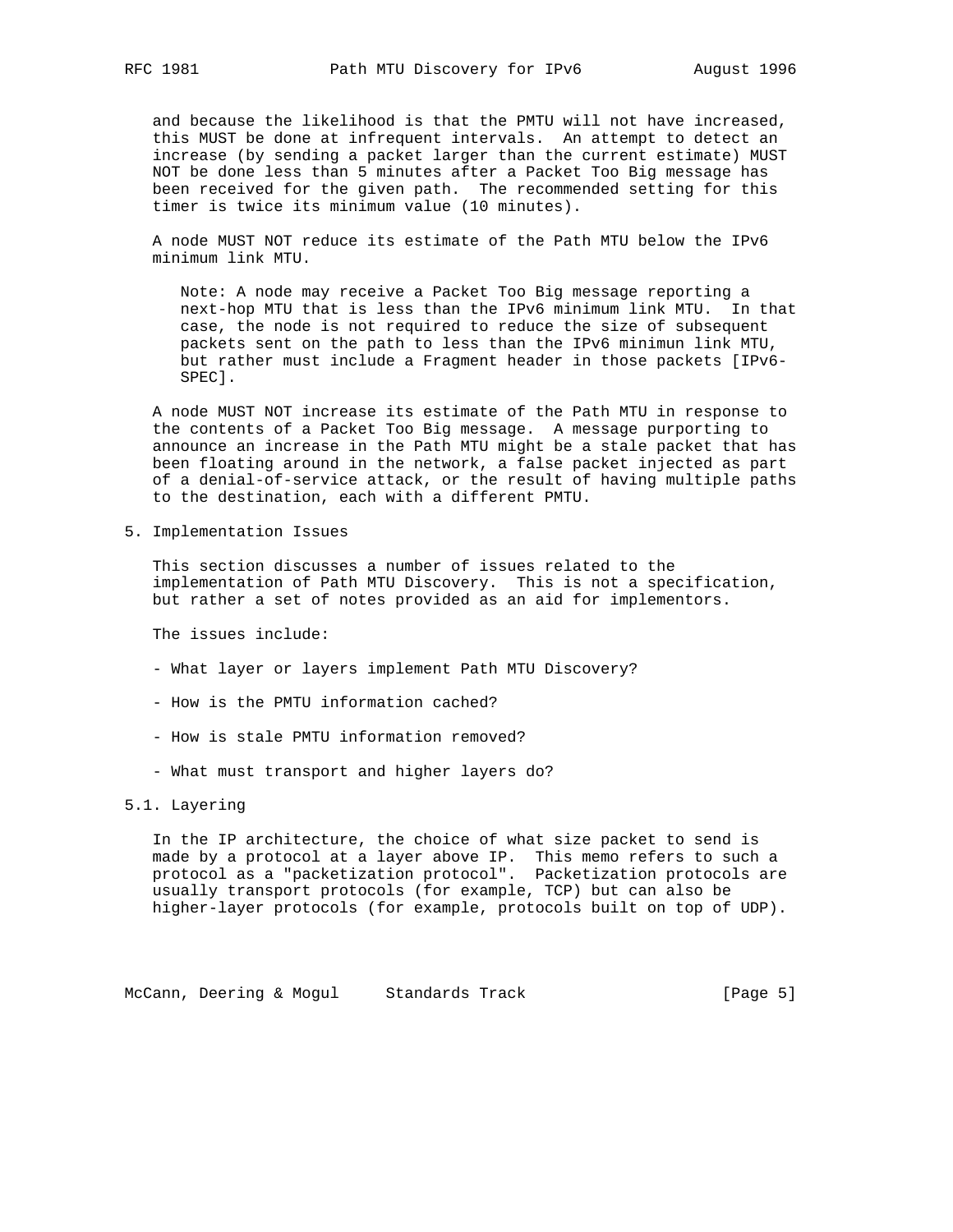and because the likelihood is that the PMTU will not have increased, this MUST be done at infrequent intervals. An attempt to detect an increase (by sending a packet larger than the current estimate) MUST NOT be done less than 5 minutes after a Packet Too Big message has been received for the given path. The recommended setting for this timer is twice its minimum value (10 minutes).

A node MUST NOT reduce its estimate of the Path MTU below the IPv6 minimum link MTU.

> Note: A node may receive a Packet Too Big message reporting a next-hop MTU that is less than the IPv6 minimum link MTU. In that case, the node is not required to reduce the size of subsequent packets sent on the path to less than the IPv6 minimun link MTU, but rather must include a Fragment header in those packets [IPv6-SPEC].

A node MUST NOT increase its estimate of the Path MTU in response to the contents of a Packet Too Big message. A message purporting to announce an increase in the Path MTU might be a stale packet that has been floating around in the network, a false packet injected as part of a denial-of-service attack, or the result of having multiple paths to the destination, each with a different PMTU.

## 5. Implementation Issues

This section discusses a number of issues related to the implementation of Path MTU Discovery. This is not a specification, but rather a set of notes provided as an aid for implementors.

The issues include:

- What layer or layers implement Path MTU Discovery?
- How is the PMTU information cached?
- How is stale PMTU information removed?
- What must transport and higher layers do?

### 5.1. Layering

In the IP architecture, the choice of what size packet to send is made by a protocol at a layer above IP. This memo refers to such a protocol as a "packetization protocol". Packetization protocols are usually transport protocols (for example, TCP) but can also be higher-layer protocols (for example, protocols built on top of UDP).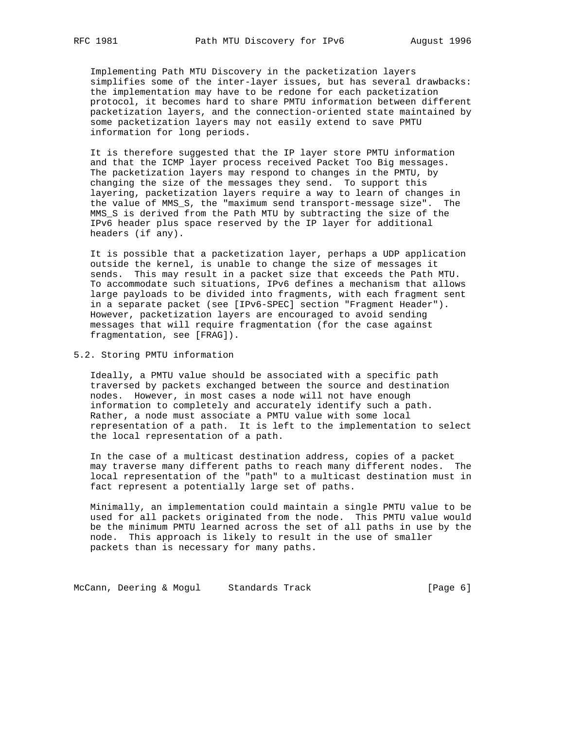Implementing Path MTU Discovery in the packetization layers simplifies some of the inter-layer issues, but has several drawbacks: the implementation may have to be redone for each packetization protocol, it becomes hard to share PMTU information between different packetization layers, and the connection-oriented state maintained by some packetization layers may not easily extend to save PMTU information for long periods.

It is therefore suggested that the IP layer store PMTU information and that the ICMP layer process received Packet Too Big messages. The packetization layers may respond to changes in the PMTU, by changing the size of the messages they send. To support this layering, packetization layers require a way to learn of changes in the value of MMS_S, the "maximum send transport-message size". The MMS_S is derived from the Path MTU by subtracting the size of the IPv6 header plus space reserved by the IP layer for additional headers (if any).

It is possible that a packetization layer, perhaps a UDP application outside the kernel, is unable to change the size of messages it sends. This may result in a packet size that exceeds the Path MTU. To accommodate such situations, IPv6 defines a mechanism that allows large payloads to be divided into fragments, with each fragment sent in a separate packet (see [IPv6-SPEC] section "Fragment Header"). However, packetization layers are encouraged to avoid sending messages that will require fragmentation (for the case against fragmentation, see [FRAG]).

## 5.2. Storing PMTU information

Ideally, a PMTU value should be associated with a specific path traversed by packets exchanged between the source and destination nodes. However, in most cases a node will not have enough information to completely and accurately identify such a path. Rather, a node must associate a PMTU value with some local representation of a path. It is left to the implementation to select the local representation of a path.

In the case of a multicast destination address, copies of a packet may traverse many different paths to reach many different nodes. The local representation of the "path" to a multicast destination must in fact represent a potentially large set of paths.

Minimally, an implementation could maintain a single PMTU value to be used for all packets originated from the node. This PMTU value would be the minimum PMTU learned across the set of all paths in use by the node. This approach is likely to result in the use of smaller packets than is necessary for many paths.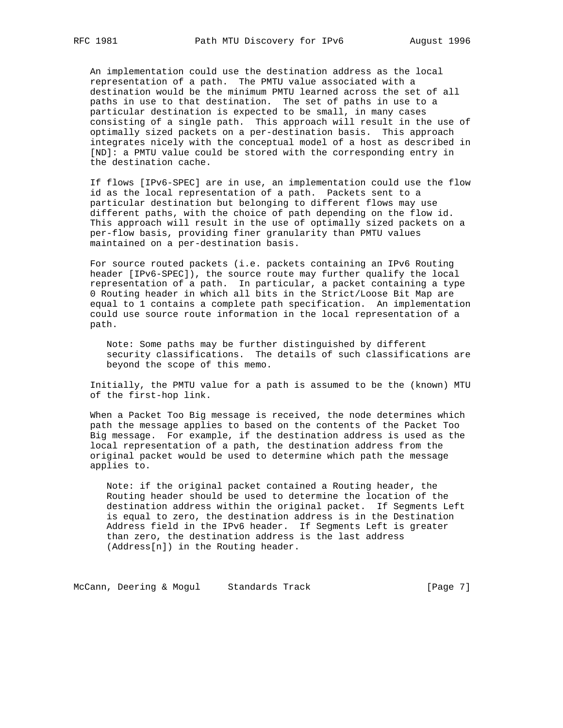An implementation could use the destination address as the local representation of a path. The PMTU value associated with a destination would be the minimum PMTU learned across the set of all paths in use to that destination. The set of paths in use to a particular destination is expected to be small, in many cases consisting of a single path. This approach will result in the use of optimally sized packets on a per-destination basis. This approach integrates nicely with the conceptual model of a host as described in [ND]: a PMTU value could be stored with the corresponding entry in the destination cache.

If flows [IPv6-SPEC] are in use, an implementation could use the flow id as the local representation of a path. Packets sent to a particular destination but belonging to different flows may use different paths, with the choice of path depending on the flow id. This approach will result in the use of optimally sized packets on a per-flow basis, providing finer granularity than PMTU values maintained on a per-destination basis.

For source routed packets (i.e. packets containing an IPv6 Routing header [IPv6-SPEC]), the source route may further qualify the local representation of a path. In particular, a packet containing a type 0 Routing header in which all bits in the Strict/Loose Bit Map are equal to 1 contains a complete path specification. An implementation could use source route information in the local representation of a path.

> Note: Some paths may be further distinguished by different security classifications. The details of such classifications are beyond the scope of this memo.

Initially, the PMTU value for a path is assumed to be the (known) MTU of the first-hop link.

When a Packet Too Big message is received, the node determines which path the message applies to based on the contents of the Packet Too Big message. For example, if the destination address is used as the local representation of a path, the destination address from the original packet would be used to determine which path the message applies to.

> Note: if the original packet contained a Routing header, the Routing header should be used to determine the location of the destination address within the original packet. If Segments Left is equal to zero, the destination address is in the Destination Address field in the IPv6 header. If Segments Left is greater than zero, the destination address is the last address (Address[n]) in the Routing header.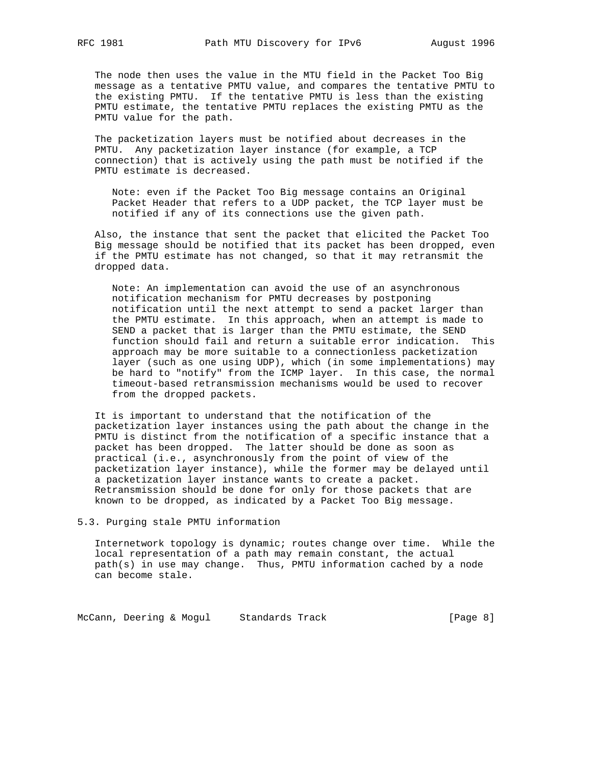The node then uses the value in the MTU field in the Packet Too Big message as a tentative PMTU value, and compares the tentative PMTU to the existing PMTU. If the tentative PMTU is less than the existing PMTU estimate, the tentative PMTU replaces the existing PMTU as the PMTU value for the path.

The packetization layers must be notified about decreases in the PMTU. Any packetization layer instance (for example, a TCP connection) that is actively using the path must be notified if the PMTU estimate is decreased.

> Note: even if the Packet Too Big message contains an Original Packet Header that refers to a UDP packet, the TCP layer must be notified if any of its connections use the given path.

Also, the instance that sent the packet that elicited the Packet Too Big message should be notified that its packet has been dropped, even if the PMTU estimate has not changed, so that it may retransmit the dropped data.

> Note: An implementation can avoid the use of an asynchronous notification mechanism for PMTU decreases by postponing notification until the next attempt to send a packet larger than the PMTU estimate. In this approach, when an attempt is made to SEND a packet that is larger than the PMTU estimate, the SEND function should fail and return a suitable error indication. This approach may be more suitable to a connectionless packetization layer (such as one using UDP), which (in some implementations) may be hard to "notify" from the ICMP layer. In this case, the normal timeout-based retransmission mechanisms would be used to recover from the dropped packets.

It is important to understand that the notification of the packetization layer instances using the path about the change in the PMTU is distinct from the notification of a specific instance that a packet has been dropped. The latter should be done as soon as practical (i.e., asynchronously from the point of view of the packetization layer instance), while the former may be delayed until a packetization layer instance wants to create a packet. Retransmission should be done for only for those packets that are known to be dropped, as indicated by a Packet Too Big message.

### 5.3. Purging stale PMTU information

Internetwork topology is dynamic; routes change over time. While the local representation of a path may remain constant, the actual path(s) in use may change. Thus, PMTU information cached by a node can become stale.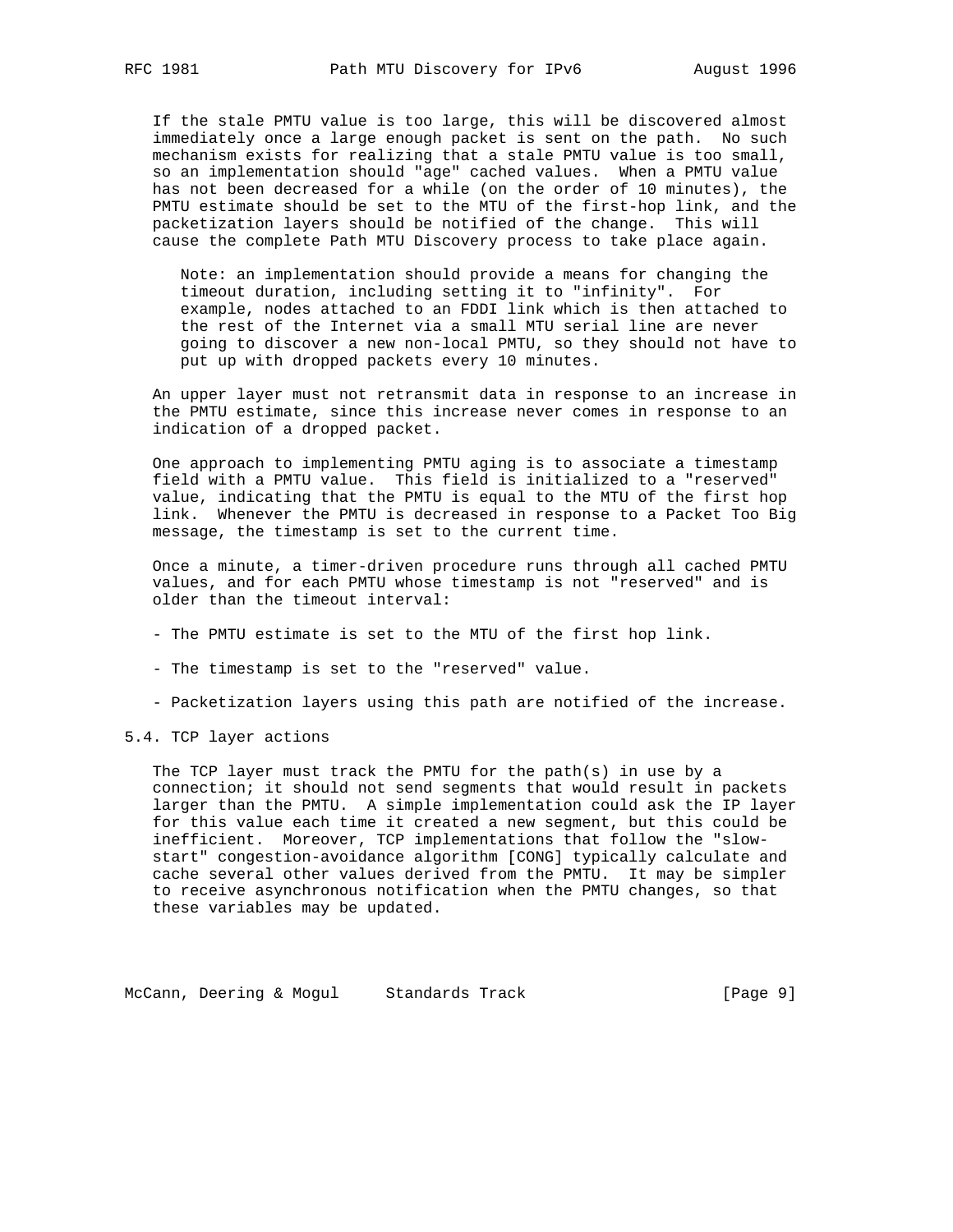If the stale PMTU value is too large, this will be discovered almost immediately once a large enough packet is sent on the path. No such mechanism exists for realizing that a stale PMTU value is too small, so an implementation should "age" cached values. When a PMTU value has not been decreased for a while (on the order of 10 minutes), the PMTU estimate should be set to the MTU of the first-hop link, and the packetization layers should be notified of the change. This will cause the complete Path MTU Discovery process to take place again.

> Note: an implementation should provide a means for changing the timeout duration, including setting it to "infinity". For example, nodes attached to an FDDI link which is then attached to the rest of the Internet via a small MTU serial line are never going to discover a new non-local PMTU, so they should not have to put up with dropped packets every 10 minutes.

An upper layer must not retransmit data in response to an increase in the PMTU estimate, since this increase never comes in response to an indication of a dropped packet.

One approach to implementing PMTU aging is to associate a timestamp field with a PMTU value. This field is initialized to a "reserved" value, indicating that the PMTU is equal to the MTU of the first hop link. Whenever the PMTU is decreased in response to a Packet Too Big message, the timestamp is set to the current time.

Once a minute, a timer-driven procedure runs through all cached PMTU values, and for each PMTU whose timestamp is not "reserved" and is older than the timeout interval:

- The PMTU estimate is set to the MTU of the first hop link.

- The timestamp is set to the "reserved" value.

- Packetization layers using this path are notified of the increase.

## 5.4. TCP layer actions

The TCP layer must track the PMTU for the path(s) in use by a connection; it should not send segments that would result in packets larger than the PMTU. A simple implementation could ask the IP layer for this value each time it created a new segment, but this could be inefficient. Moreover, TCP implementations that follow the "slow-start" congestion-avoidance algorithm [CONG] typically calculate and cache several other values derived from the PMTU. It may be simpler to receive asynchronous notification when the PMTU changes, so that these variables may be updated.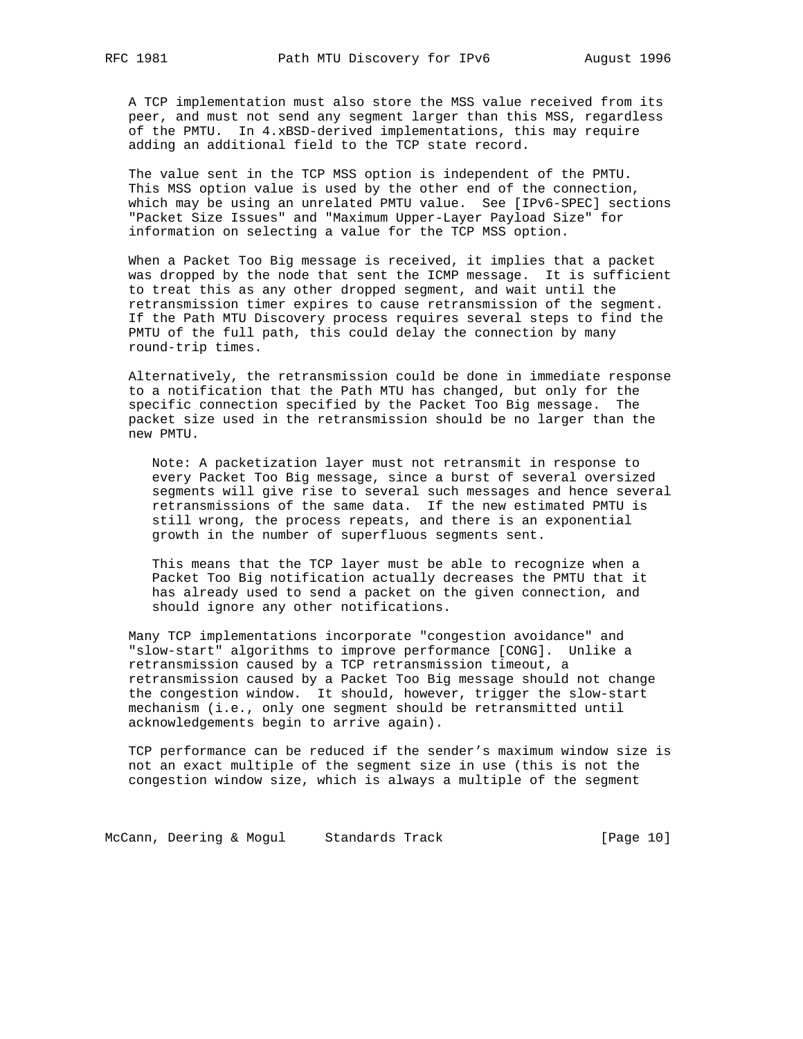A TCP implementation must also store the MSS value received from its peer, and must not send any segment larger than this MSS, regardless of the PMTU. In 4.xBSD-derived implementations, this may require adding an additional field to the TCP state record.

The value sent in the TCP MSS option is independent of the PMTU. This MSS option value is used by the other end of the connection, which may be using an unrelated PMTU value. See [IPv6-SPEC] sections "Packet Size Issues" and "Maximum Upper-Layer Payload Size" for information on selecting a value for the TCP MSS option.

When a Packet Too Big message is received, it implies that a packet was dropped by the node that sent the ICMP message. It is sufficient to treat this as any other dropped segment, and wait until the retransmission timer expires to cause retransmission of the segment. If the Path MTU Discovery process requires several steps to find the PMTU of the full path, this could delay the connection by many round-trip times.

Alternatively, the retransmission could be done in immediate response to a notification that the Path MTU has changed, but only for the specific connection specified by the Packet Too Big message. The packet size used in the retransmission should be no larger than the new PMTU.

> Note: A packetization layer must not retransmit in response to every Packet Too Big message, since a burst of several oversized segments will give rise to several such messages and hence several retransmissions of the same data. If the new estimated PMTU is still wrong, the process repeats, and there is an exponential growth in the number of superfluous segments sent.
>
> This means that the TCP layer must be able to recognize when a Packet Too Big notification actually decreases the PMTU that it has already used to send a packet on the given connection, and should ignore any other notifications.

Many TCP implementations incorporate "congestion avoidance" and "slow-start" algorithms to improve performance [CONG]. Unlike a retransmission caused by a TCP retransmission timeout, a retransmission caused by a Packet Too Big message should not change the congestion window. It should, however, trigger the slow-start mechanism (i.e., only one segment should be retransmitted until acknowledgements begin to arrive again).

TCP performance can be reduced if the sender's maximum window size is not an exact multiple of the segment size in use (this is not the congestion window size, which is always a multiple of the segment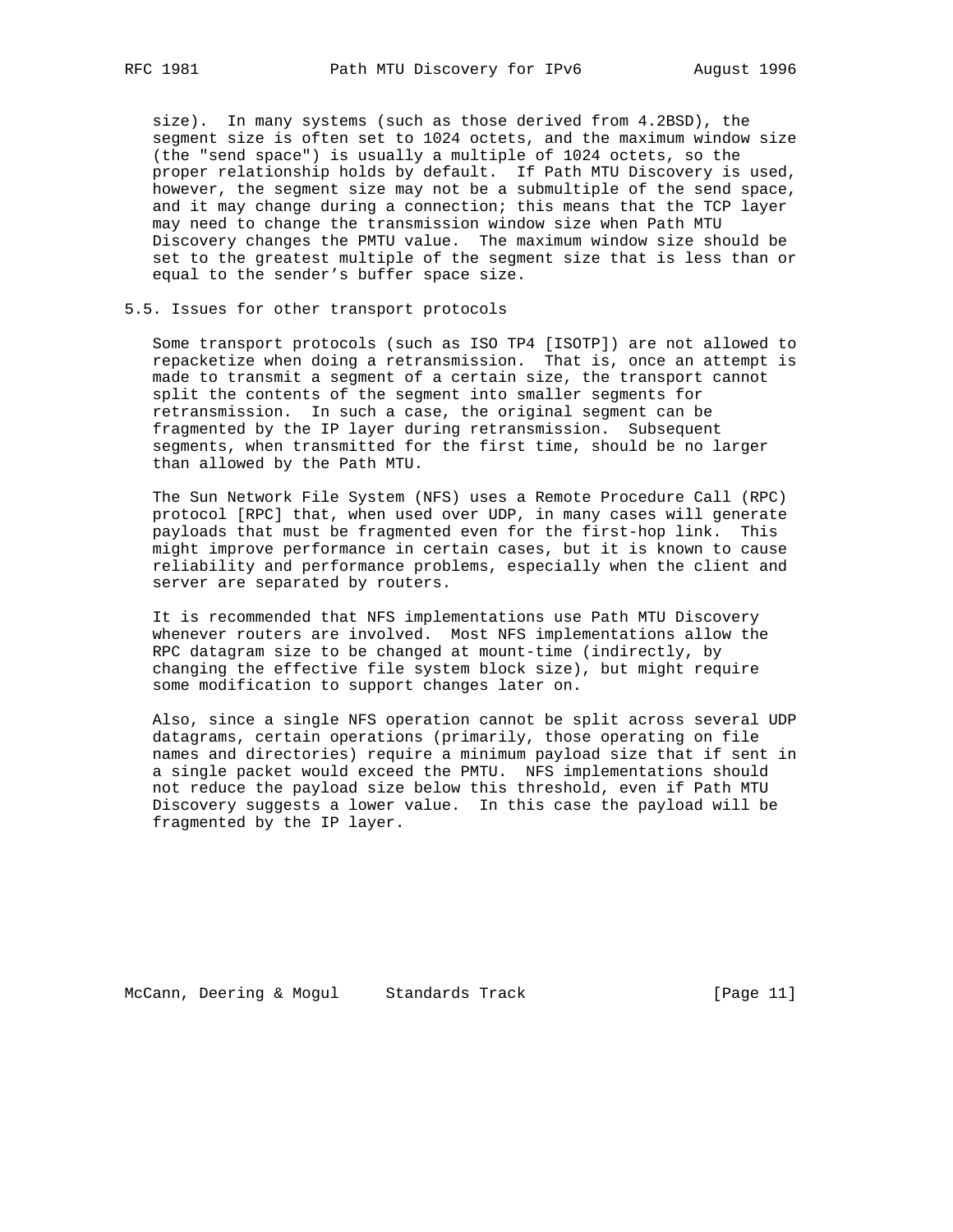size). In many systems (such as those derived from 4.2BSD), the segment size is often set to 1024 octets, and the maximum window size (the "send space") is usually a multiple of 1024 octets, so the proper relationship holds by default. If Path MTU Discovery is used, however, the segment size may not be a submultiple of the send space, and it may change during a connection; this means that the TCP layer may need to change the transmission window size when Path MTU Discovery changes the PMTU value. The maximum window size should be set to the greatest multiple of the segment size that is less than or equal to the sender's buffer space size.

## 5.5. Issues for other transport protocols

Some transport protocols (such as ISO TP4 [ISOTP]) are not allowed to repacketize when doing a retransmission. That is, once an attempt is made to transmit a segment of a certain size, the transport cannot split the contents of the segment into smaller segments for retransmission. In such a case, the original segment can be fragmented by the IP layer during retransmission. Subsequent segments, when transmitted for the first time, should be no larger than allowed by the Path MTU.

The Sun Network File System (NFS) uses a Remote Procedure Call (RPC) protocol [RPC] that, when used over UDP, in many cases will generate payloads that must be fragmented even for the first-hop link. This might improve performance in certain cases, but it is known to cause reliability and performance problems, especially when the client and server are separated by routers.

It is recommended that NFS implementations use Path MTU Discovery whenever routers are involved. Most NFS implementations allow the RPC datagram size to be changed at mount-time (indirectly, by changing the effective file system block size), but might require some modification to support changes later on.

Also, since a single NFS operation cannot be split across several UDP datagrams, certain operations (primarily, those operating on file names and directories) require a minimum payload size that if sent in a single packet would exceed the PMTU. NFS implementations should not reduce the payload size below this threshold, even if Path MTU Discovery suggests a lower value. In this case the payload will be fragmented by the IP layer.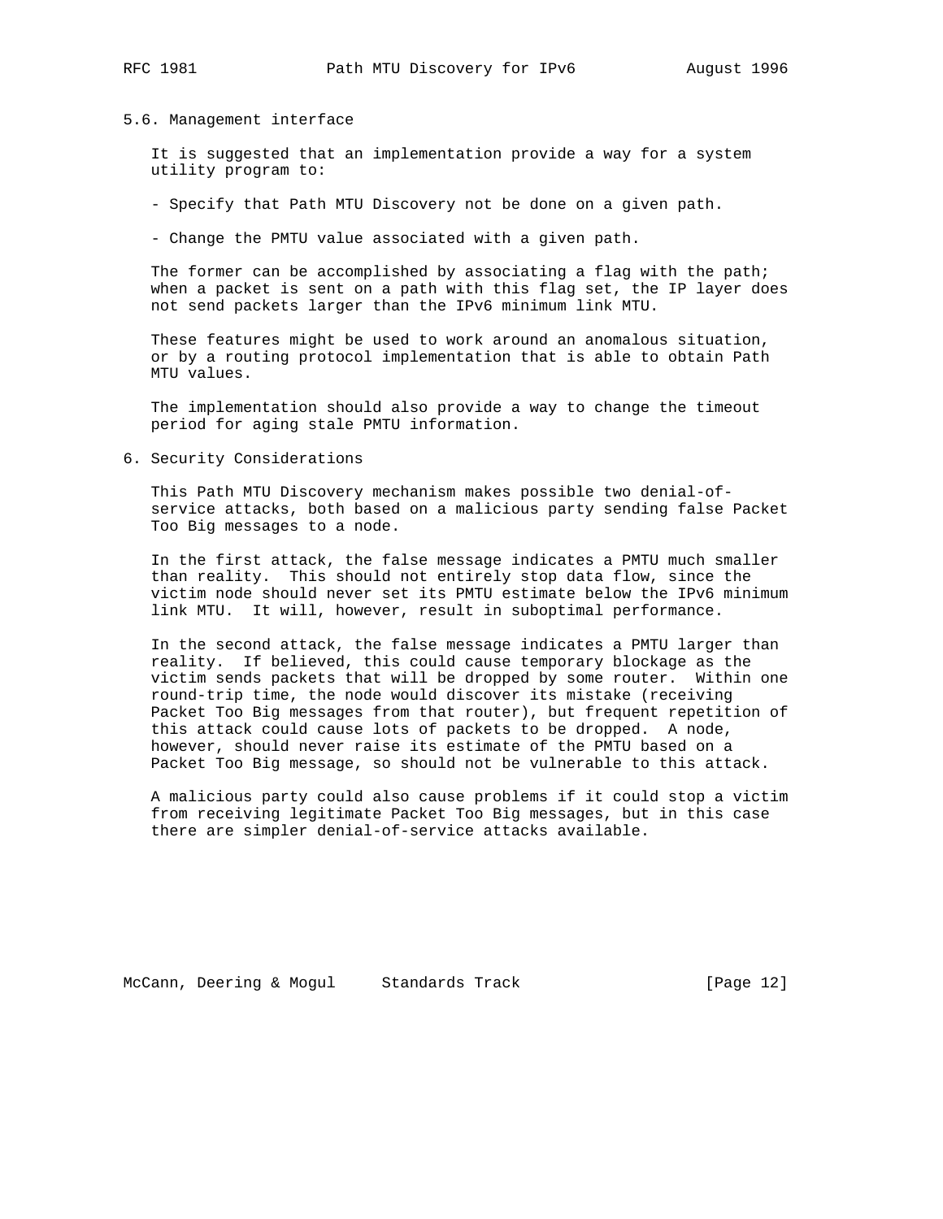### 5.6. Management interface

It is suggested that an implementation provide a way for a system utility program to:

- Specify that Path MTU Discovery not be done on a given path.

- Change the PMTU value associated with a given path.

The former can be accomplished by associating a flag with the path; when a packet is sent on a path with this flag set, the IP layer does not send packets larger than the IPv6 minimum link MTU.

These features might be used to work around an anomalous situation, or by a routing protocol implementation that is able to obtain Path MTU values.

The implementation should also provide a way to change the timeout period for aging stale PMTU information.

## 6. Security Considerations

This Path MTU Discovery mechanism makes possible two denial-of-service attacks, both based on a malicious party sending false Packet Too Big messages to a node.

In the first attack, the false message indicates a PMTU much smaller than reality. This should not entirely stop data flow, since the victim node should never set its PMTU estimate below the IPv6 minimum link MTU. It will, however, result in suboptimal performance.

In the second attack, the false message indicates a PMTU larger than reality. If believed, this could cause temporary blockage as the victim sends packets that will be dropped by some router. Within one round-trip time, the node would discover its mistake (receiving Packet Too Big messages from that router), but frequent repetition of this attack could cause lots of packets to be dropped. A node, however, should never raise its estimate of the PMTU based on a Packet Too Big message, so should not be vulnerable to this attack.

A malicious party could also cause problems if it could stop a victim from receiving legitimate Packet Too Big messages, but in this case there are simpler denial-of-service attacks available.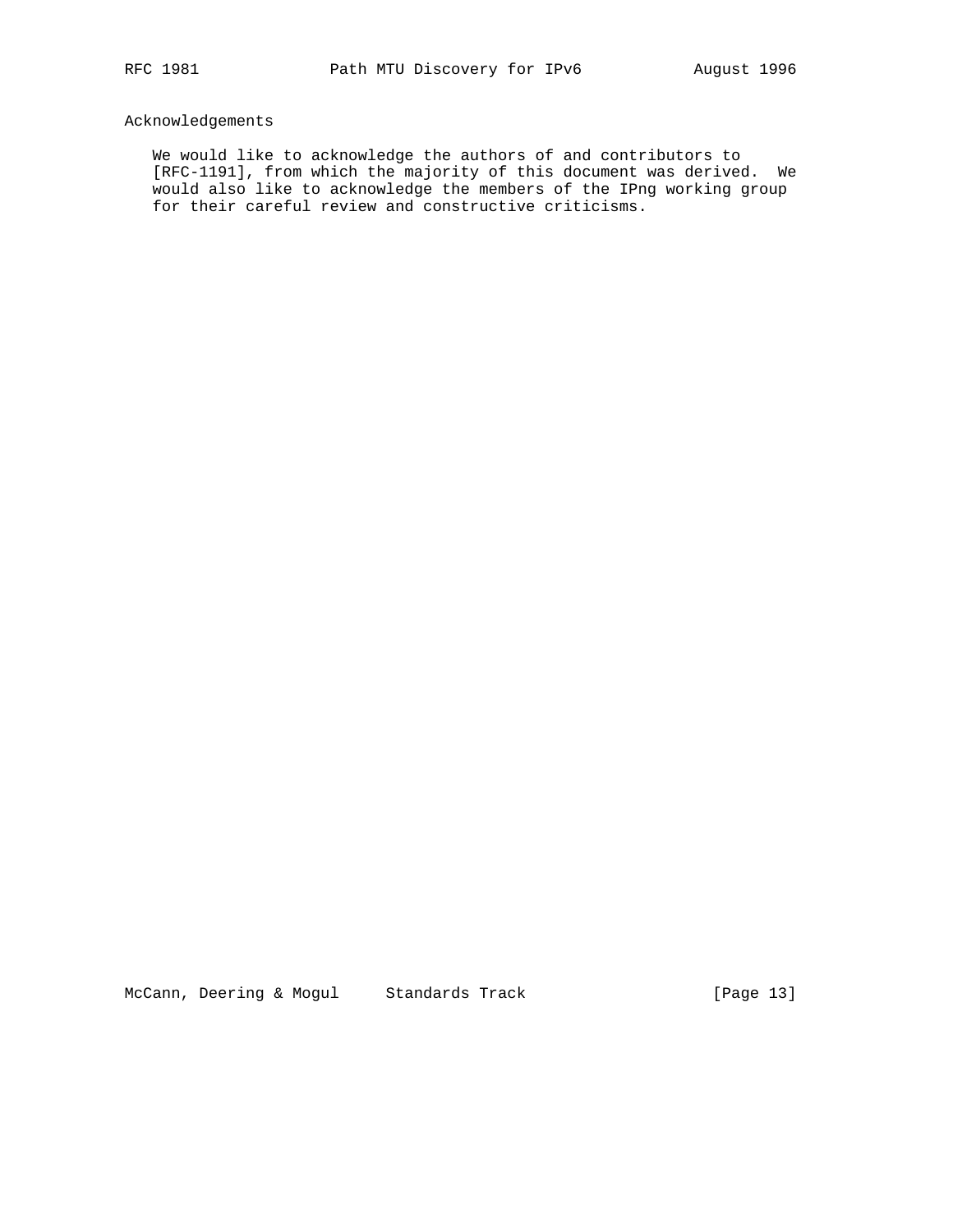## Acknowledgements

We would like to acknowledge the authors of and contributors to [RFC-1191], from which the majority of this document was derived. We would also like to acknowledge the members of the IPng working group for their careful review and constructive criticisms.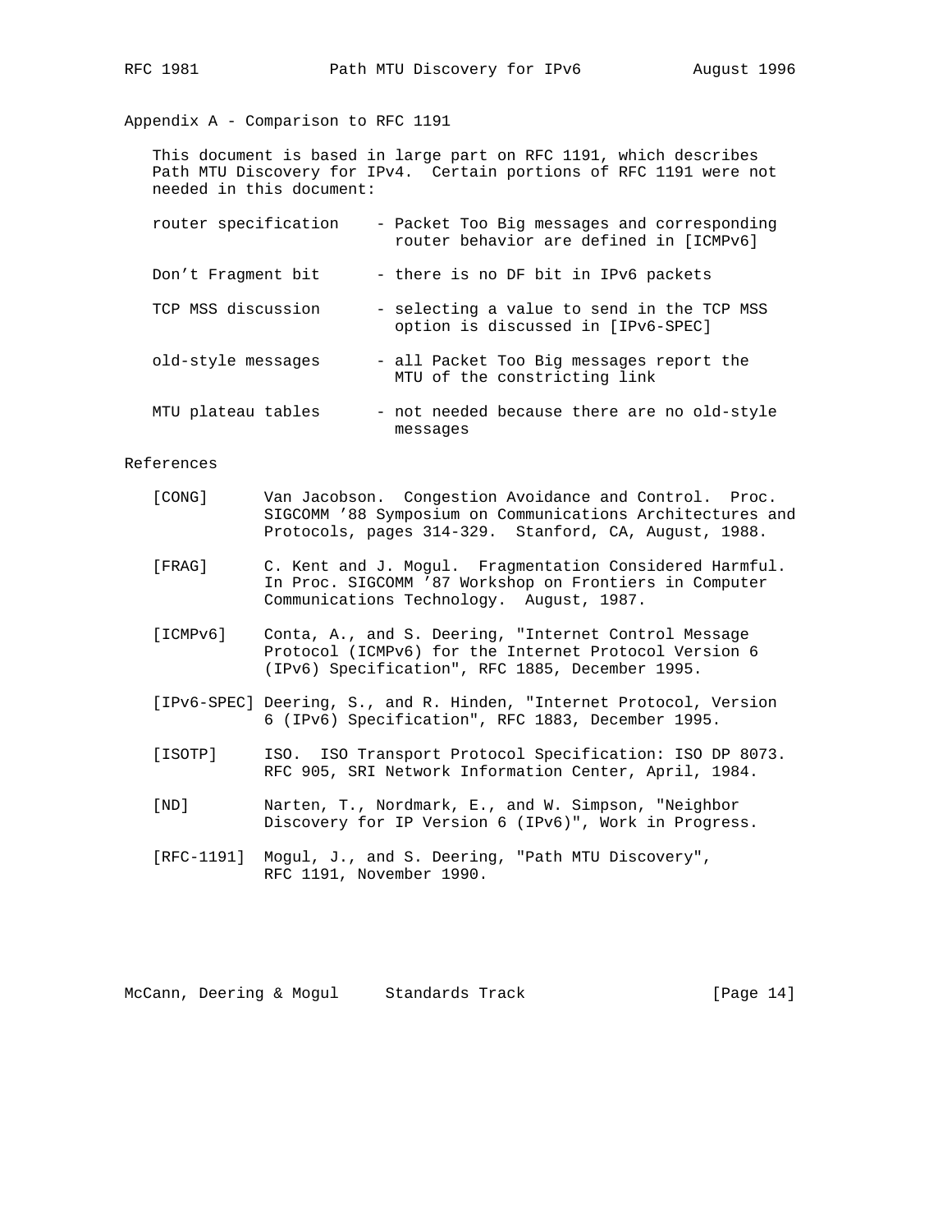## Appendix A - Comparison to RFC 1191

This document is based in large part on RFC 1191, which describes Path MTU Discovery for IPv4. Certain portions of RFC 1191 were not needed in this document:

| | |
|---|---|
| router specification | - Packet Too Big messages and corresponding router behavior are defined in [ICMPv6] |
| Don't Fragment bit | - there is no DF bit in IPv6 packets |
| TCP MSS discussion | - selecting a value to send in the TCP MSS option is discussed in [IPv6-SPEC] |
| old-style messages | - all Packet Too Big messages report the MTU of the constricting link |
| MTU plateau tables | - not needed because there are no old-style messages |

## References

[CONG] Van Jacobson. Congestion Avoidance and Control. Proc. SIGCOMM '88 Symposium on Communications Architectures and Protocols, pages 314-329. Stanford, CA, August, 1988.

[FRAG] C. Kent and J. Mogul. Fragmentation Considered Harmful. In Proc. SIGCOMM '87 Workshop on Frontiers in Computer Communications Technology. August, 1987.

[ICMPv6] Conta, A., and S. Deering, "Internet Control Message Protocol (ICMPv6) for the Internet Protocol Version 6 (IPv6) Specification", RFC 1885, December 1995.

[IPv6-SPEC] Deering, S., and R. Hinden, "Internet Protocol, Version 6 (IPv6) Specification", RFC 1883, December 1995.

[ISOTP] ISO. ISO Transport Protocol Specification: ISO DP 8073. RFC 905, SRI Network Information Center, April, 1984.

[ND] Narten, T., Nordmark, E., and W. Simpson, "Neighbor Discovery for IP Version 6 (IPv6)", Work in Progress.

[RFC-1191] Mogul, J., and S. Deering, "Path MTU Discovery", RFC 1191, November 1990.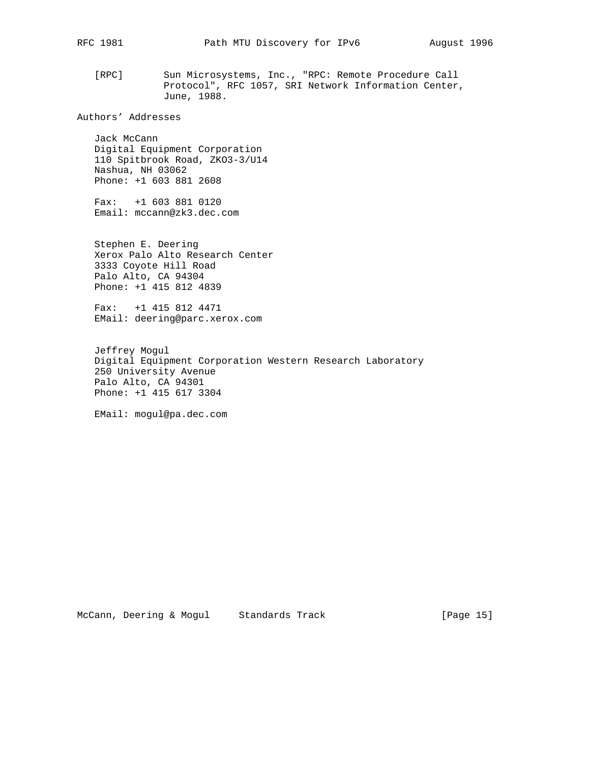[RPC] Sun Microsystems, Inc., "RPC: Remote Procedure Call Protocol", RFC 1057, SRI Network Information Center, June, 1988.

## Authors' Addresses

Jack McCann
Digital Equipment Corporation
110 Spitbrook Road, ZKO3-3/U14
Nashua, NH 03062
Phone: +1 603 881 2608

Fax: +1 603 881 0120
Email: mccann@zk3.dec.com

Stephen E. Deering
Xerox Palo Alto Research Center
3333 Coyote Hill Road
Palo Alto, CA 94304
Phone: +1 415 812 4839

Fax: +1 415 812 4471
EMail: deering@parc.xerox.com

Jeffrey Mogul
Digital Equipment Corporation Western Research Laboratory
250 University Avenue
Palo Alto, CA 94301
Phone: +1 415 617 3304

EMail: mogul@pa.dec.com